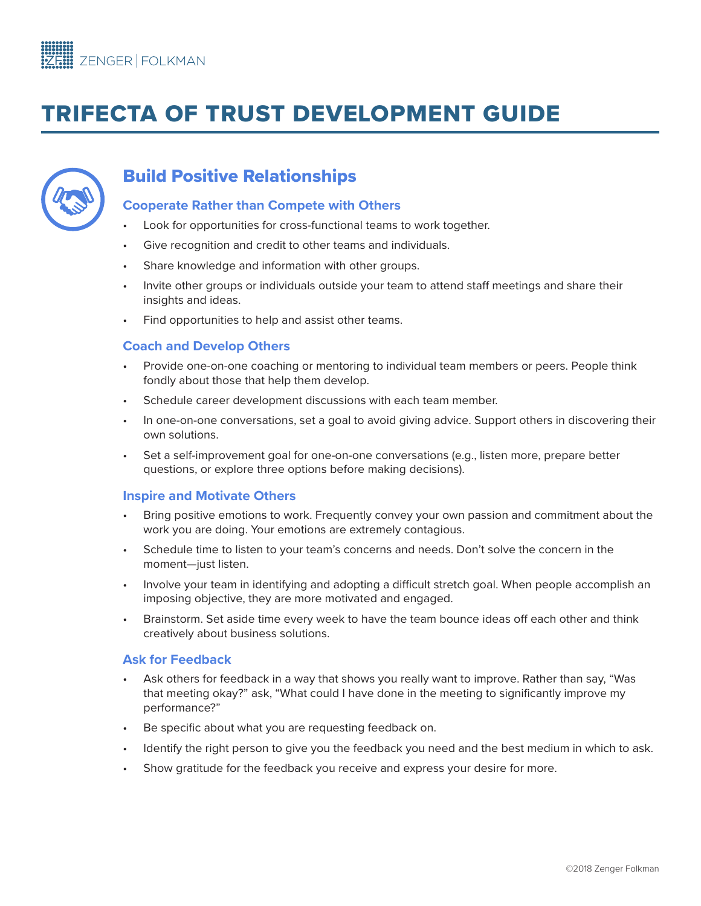ZENGER | FOLKMAN

# TRIFECTA OF TRUST DEVELOPMENT GUIDE

## Build Positive Relationships

### Cooperate Rather than Compete with Others

- Look for opportunities for cross-functional teams to work together.
- Give recognition and credit to other teams and individuals.
- Share knowledge and information with other groups.
- Invite other groups or individuals outside your team to attend staff meetings and share their insights and ideas.
- Find opportunities to help and assist other teams.

### Coach and Develop Others

- Provide one-on-one coaching or mentoring to individual team members or peers. People think fondly about those that help them develop.
- Schedule career development discussions with each team member.
- In one-on-one conversations, set a goal to avoid giving advice. Support others in discovering their own solutions.
- Set a self-improvement goal for one-on-one conversations (e.g., listen more, prepare better questions, or explore three options before making decisions).

### Inspire and Motivate Others

- Bring positive emotions to work. Frequently convey your own passion and commitment about the work you are doing. Your emotions are extremely contagious.
- Schedule time to listen to your team's concerns and needs. Don't solve the concern in the moment—just listen.
- Involve your team in identifying and adopting a difficult stretch goal. When people accomplish an imposing objective, they are more motivated and engaged.
- Brainstorm. Set aside time every week to have the team bounce ideas off each other and think creatively about business solutions.

### Ask for Feedback

- Ask others for feedback in a way that shows you really want to improve. Rather than say, "Was that meeting okay?" ask, "What could I have done in the meeting to significantly improve my performance?"
- Be specific about what you are requesting feedback on.
- Identify the right person to give you the feedback you need and the best medium in which to ask.
- Show gratitude for the feedback you receive and express your desire for more.

©2018 Zenger Folkman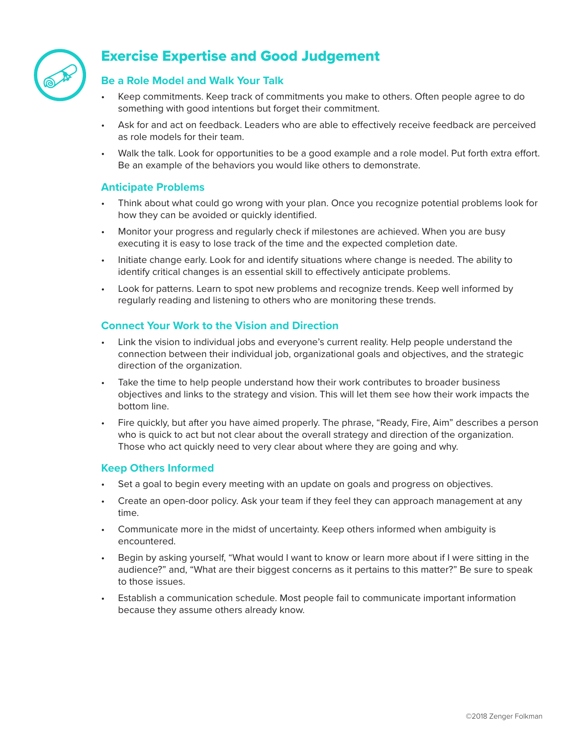## Exercise Expertise and Good Judgement

### Be a Role Model and Walk Your Talk

- Keep commitments. Keep track of commitments you make to others. Often people agree to do something with good intentions but forget their commitment.
- Ask for and act on feedback. Leaders who are able to effectively receive feedback are perceived as role models for their team.
- Walk the talk. Look for opportunities to be a good example and a role model. Put forth extra effort. Be an example of the behaviors you would like others to demonstrate.

### Anticipate Problems

- Think about what could go wrong with your plan. Once you recognize potential problems look for how they can be avoided or quickly identified.
- Monitor your progress and regularly check if milestones are achieved. When you are busy executing it is easy to lose track of the time and the expected completion date.
- Initiate change early. Look for and identify situations where change is needed. The ability to identify critical changes is an essential skill to effectively anticipate problems.
- Look for patterns. Learn to spot new problems and recognize trends. Keep well informed by regularly reading and listening to others who are monitoring these trends.

### Connect Your Work to the Vision and Direction

- Link the vision to individual jobs and everyone's current reality. Help people understand the connection between their individual job, organizational goals and objectives, and the strategic direction of the organization.
- Take the time to help people understand how their work contributes to broader business objectives and links to the strategy and vision. This will let them see how their work impacts the bottom line.
- Fire quickly, but after you have aimed properly. The phrase, "Ready, Fire, Aim" describes a person who is quick to act but not clear about the overall strategy and direction of the organization. Those who act quickly need to very clear about where they are going and why.

### Keep Others Informed

- Set a goal to begin every meeting with an update on goals and progress on objectives.
- Create an open-door policy. Ask your team if they feel they can approach management at any time.
- Communicate more in the midst of uncertainty. Keep others informed when ambiguity is encountered.
- Begin by asking yourself, "What would I want to know or learn more about if I were sitting in the audience?" and, "What are their biggest concerns as it pertains to this matter?" Be sure to speak to those issues.
- Establish a communication schedule. Most people fail to communicate important information because they assume others already know.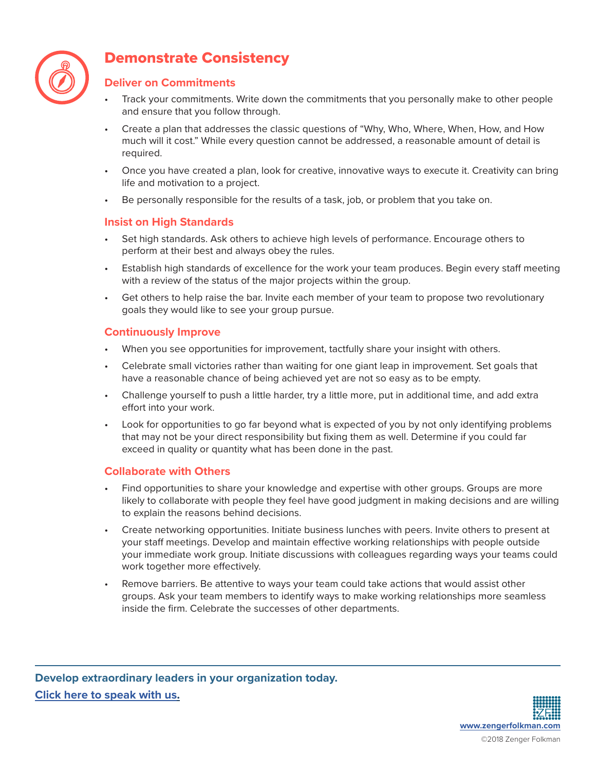# Demonstrate Consistency

## Deliver on Commitments

- Track your commitments. Write down the commitments that you personally make to other people and ensure that you follow through.
- Create a plan that addresses the classic questions of "Why, Who, Where, When, How, and How much will it cost." While every question cannot be addressed, a reasonable amount of detail is required.
- Once you have created a plan, look for creative, innovative ways to execute it. Creativity can bring life and motivation to a project.
- Be personally responsible for the results of a task, job, or problem that you take on.

## Insist on High Standards

- Set high standards. Ask others to achieve high levels of performance. Encourage others to perform at their best and always obey the rules.
- Establish high standards of excellence for the work your team produces. Begin every staff meeting with a review of the status of the major projects within the group.
- Get others to help raise the bar. Invite each member of your team to propose two revolutionary goals they would like to see your group pursue.

## Continuously Improve

- When you see opportunities for improvement, tactfully share your insight with others.
- Celebrate small victories rather than waiting for one giant leap in improvement. Set goals that have a reasonable chance of being achieved yet are not so easy as to be empty.
- Challenge yourself to push a little harder, try a little more, put in additional time, and add extra effort into your work.
- Look for opportunities to go far beyond what is expected of you by not only identifying problems that may not be your direct responsibility but fixing them as well. Determine if you could far exceed in quality or quantity what has been done in the past.

## Collaborate with Others

- Find opportunities to share your knowledge and expertise with other groups. Groups are more likely to collaborate with people they feel have good judgment in making decisions and are willing to explain the reasons behind decisions.
- Create networking opportunities. Initiate business lunches with peers. Invite others to present at your staff meetings. Develop and maintain effective working relationships with people outside your immediate work group. Initiate discussions with colleagues regarding ways your teams could work together more effectively.
- Remove barriers. Be attentive to ways your team could take actions that would assist other groups. Ask your team members to identify ways to make working relationships more seamless inside the firm. Celebrate the successes of other departments.

---

**Develop extraordinary leaders in your organization today.**

**Click here to speak with us.**

www.zengerfolkman.com

©2018 Zenger Folkman